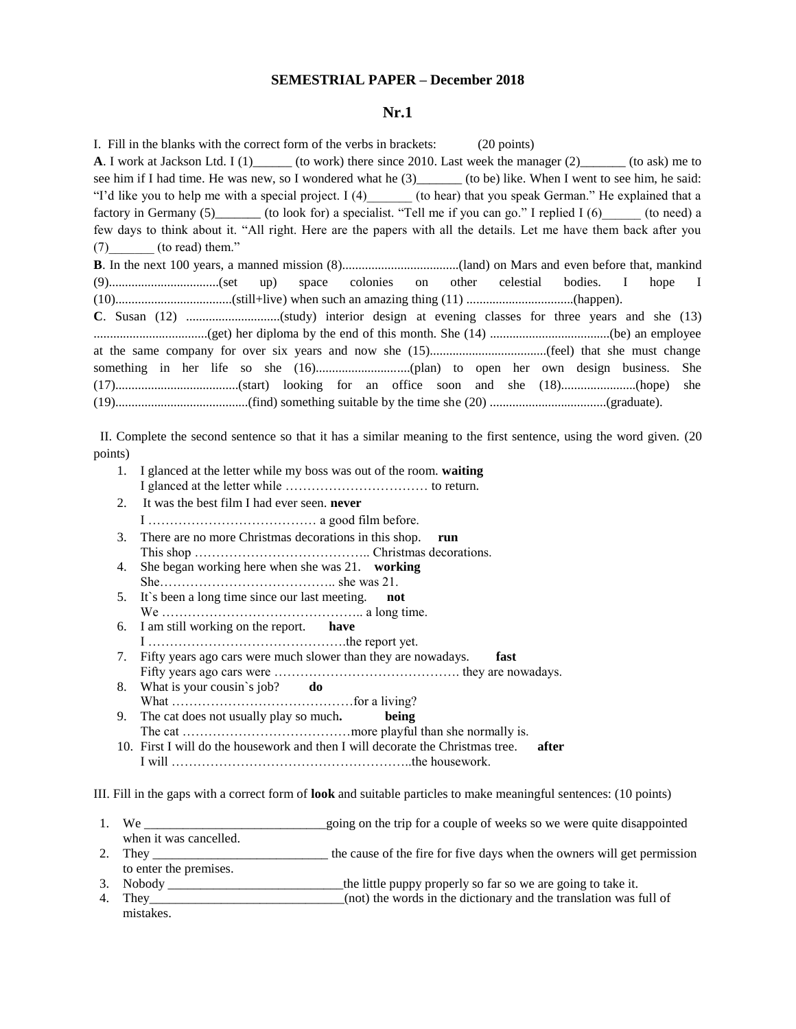**SEMESTRIAL PAPER – December 2018**

**Nr.1**

I. Fill in the blanks with the correct form of the verbs in brackets: (20 points)

**A**. I work at Jackson Ltd. I (1)______ (to work) there since 2010. Last week the manager (2)_______ (to ask) me to see him if I had time. He was new, so I wondered what he (3)_______ (to be) like. When I went to see him, he said: "I'd like you to help me with a special project. I (4)_______ (to hear) that you speak German." He explained that a factory in Germany (5)_______ (to look for) a specialist. "Tell me if you can go." I replied I (6)______ (to need) a few days to think about it. "All right. Here are the papers with all the details. Let me have them back after you (7)_______ (to read) them."

**B**. In the next 100 years, a manned mission (8)....................................(land) on Mars and even before that, mankind (9)..................................(set up) space colonies on other celestial bodies. I hope I (10)....................................(still+live) when such an amazing thing (11) .................................(happen).

**C**. Susan (12) .............................(study) interior design at evening classes for three years and she (13) ...................................(get) her diploma by the end of this month. She (14) .....................................(be) an employee at the same company for over six years and now she (15)....................................(feel) that she must change something in her life so she (16).............................(plan) to open her own design business. She (17)......................................(start) looking for an office soon and she (18).......................(hope) she (19).........................................(find) something suitable by the time she (20) ....................................(graduate).

II. Complete the second sentence so that it has a similar meaning to the first sentence, using the word given. (20 points)

1. I glanced at the letter while my boss was out of the room. **waiting**
   I glanced at the letter while …………………………… to return.
2. It was the best film I had ever seen. **never**
   I ………………………………… a good film before.
3. There are no more Christmas decorations in this shop. **run**
   This shop ………………………………….. Christmas decorations.
4. She began working here when she was 21. **working**
   She………………………………….. she was 21.
5. It`s been a long time since our last meeting. **not**
   We ……………………………………….. a long time.
6. I am still working on the report. **have**
   I ……………………………………….the report yet.
7. Fifty years ago cars were much slower than they are nowadays. **fast**
   Fifty years ago cars were ……………………………………. they are nowadays.
8. What is your cousin`s job? **do**
   What ……………………………………for a living?
9. The cat does not usually play so much. **being**
   The cat …………………………………more playful than she normally is.
10. First I will do the housework and then I will decorate the Christmas tree. **after**
    I will ………………………………………………..the housework.

III. Fill in the gaps with a correct form of **look** and suitable particles to make meaningful sentences: (10 points)

1. We ____________________________going on the trip for a couple of weeks so we were quite disappointed when it was cancelled.
2. They ___________________________ the cause of the fire for five days when the owners will get permission to enter the premises.
3. Nobody ___________________________the little puppy properly so far so we are going to take it.
4. They______________________________(not) the words in the dictionary and the translation was full of mistakes.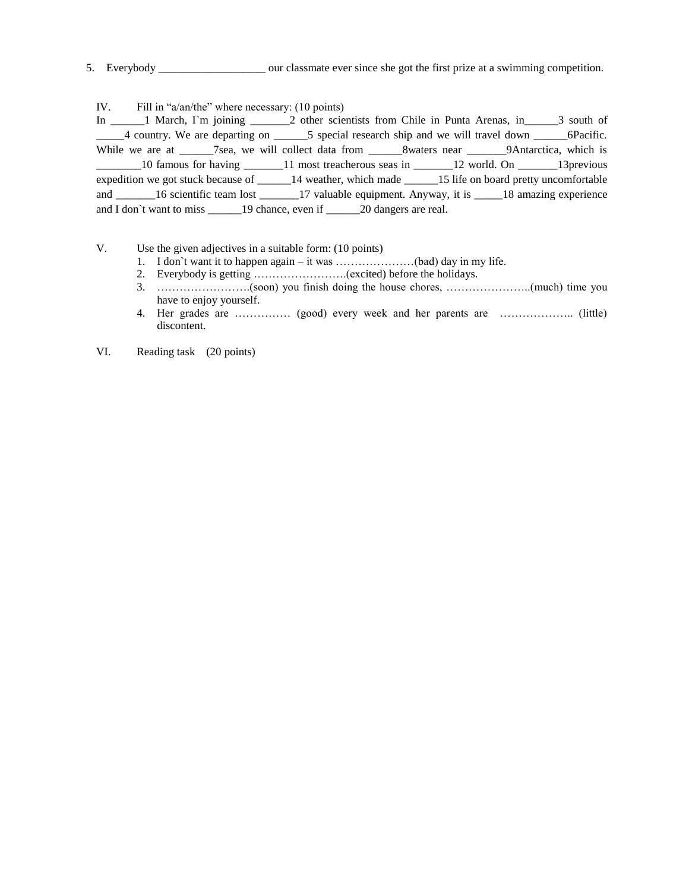5. Everybody ___________________ our classmate ever since she got the first prize at a swimming competition.

IV. Fill in "a/an/the" where necessary: (10 points)

In ______1 March, I`m joining _______2 other scientists from Chile in Punta Arenas, in______3 south of _____4 country. We are departing on ______5 special research ship and we will travel down ______6Pacific. While we are at ______7sea, we will collect data from ______8waters near _______9Antarctica, which is ________10 famous for having _______11 most treacherous seas in _______12 world. On _______13previous expedition we got stuck because of ______14 weather, which made ______15 life on board pretty uncomfortable and _______16 scientific team lost _______17 valuable equipment. Anyway, it is _____18 amazing experience and I don`t want to miss ______19 chance, even if ______20 dangers are real.

V. Use the given adjectives in a suitable form: (10 points)

1. I don`t want it to happen again – it was …………………(bad) day in my life.
2. Everybody is getting …………………….(excited) before the holidays.
3. …………………….(soon) you finish doing the house chores, …………………..(much) time you have to enjoy yourself.
4. Her grades are …………… (good) every week and her parents are ……………….. (little) discontent.

VI. Reading task (20 points)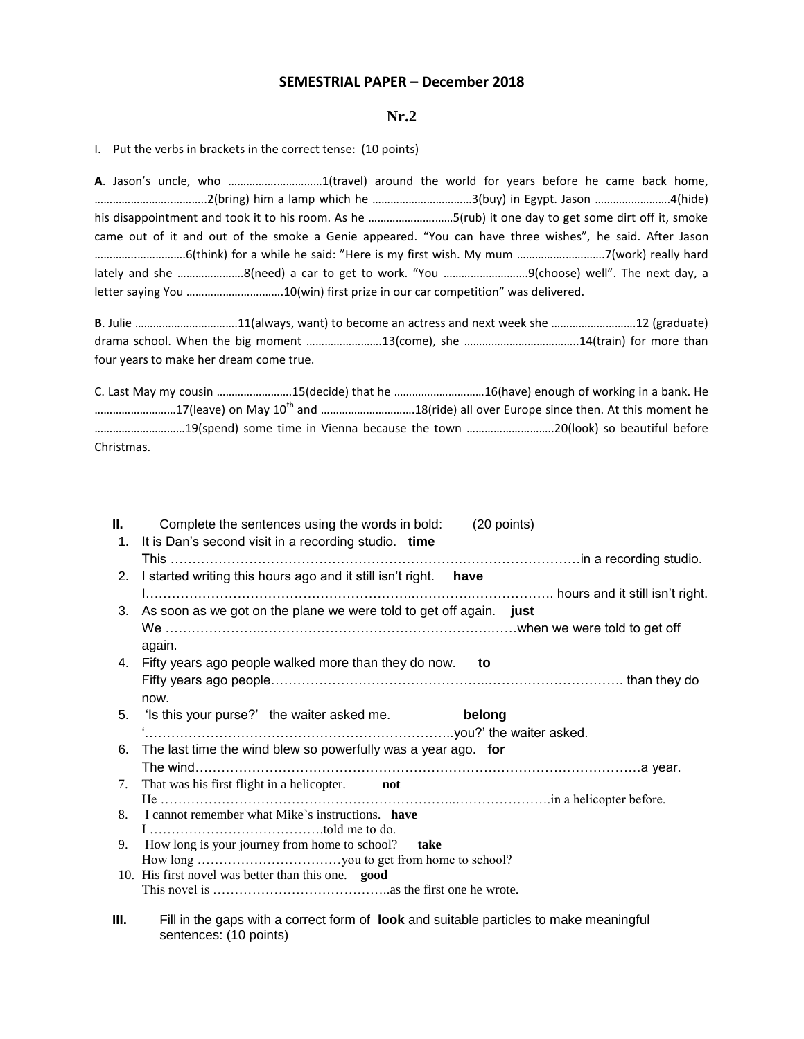# SEMESTRIAL PAPER – December 2018

## Nr.2

I. Put the verbs in brackets in the correct tense: (10 points)

**A**. Jason's uncle, who ……………………………1(travel) around the world for years before he came back home, ………………………………..2(bring) him a lamp which he ……………………………3(buy) in Egypt. Jason ……………………..4(hide) his disappointment and took it to his room. As he ………………………5(rub) it one day to get some dirt off it, smoke came out of it and out of the smoke a Genie appeared. "You can have three wishes", he said. After Jason …………………………6(think) for a while he said: "Here is my first wish. My mum ………………………..7(work) really hard lately and she …………………8(need) a car to get to work. "You ……………………….9(choose) well". The next day, a letter saying You …………………………..10(win) first prize in our car competition" was delivered.

**B**. Julie ……………………………11(always, want) to become an actress and next week she ……………………….12 (graduate) drama school. When the big moment ……………………13(come), she ……………………………….14(train) for more than four years to make her dream come true.

C. Last May my cousin ……………………15(decide) that he …………………………16(have) enough of working in a bank. He ………………………17(leave) on May 10th and …………………………18(ride) all over Europe since then. At this moment he …………………………19(spend) some time in Vienna because the town ……………………….20(look) so beautiful before Christmas.

**II.** Complete the sentences using the words in bold: (20 points)

1. It is Dan's second visit in a recording studio. **time**
   This ……………………………………………………………………………………in a recording studio.
2. I started writing this hours ago and it still isn't right. **have**
   I…………………………………………………………………………………… hours and it still isn't right.
3. As soon as we got on the plane we were told to get off again. **just**
   We ………………………………………………………………………………when we were told to get off again.
4. Fifty years ago people walked more than they do now. **to**
   Fifty years ago people……………………………………………………………………………. than they do now.
5. 'Is this your purse?' the waiter asked me. **belong**
   '……………………………………………………………..you?' the waiter asked.
6. The last time the wind blew so powerfully was a year ago. **for**
   The wind……………………………………………………………………………………………a year.
7. That was his first flight in a helicopter. **not**
   He …………………………………………………………………………………….in a helicopter before.
8. I cannot remember what Mike`s instructions. **have**
   I ………………………………….told me to do.
9. How long is your journey from home to school? **take**
   How long ……………………………you to get from home to school?
10. His first novel was better than this one. **good**
    This novel is …………………………………..as the first one he wrote.

**III.** Fill in the gaps with a correct form of **look** and suitable particles to make meaningful sentences: (10 points)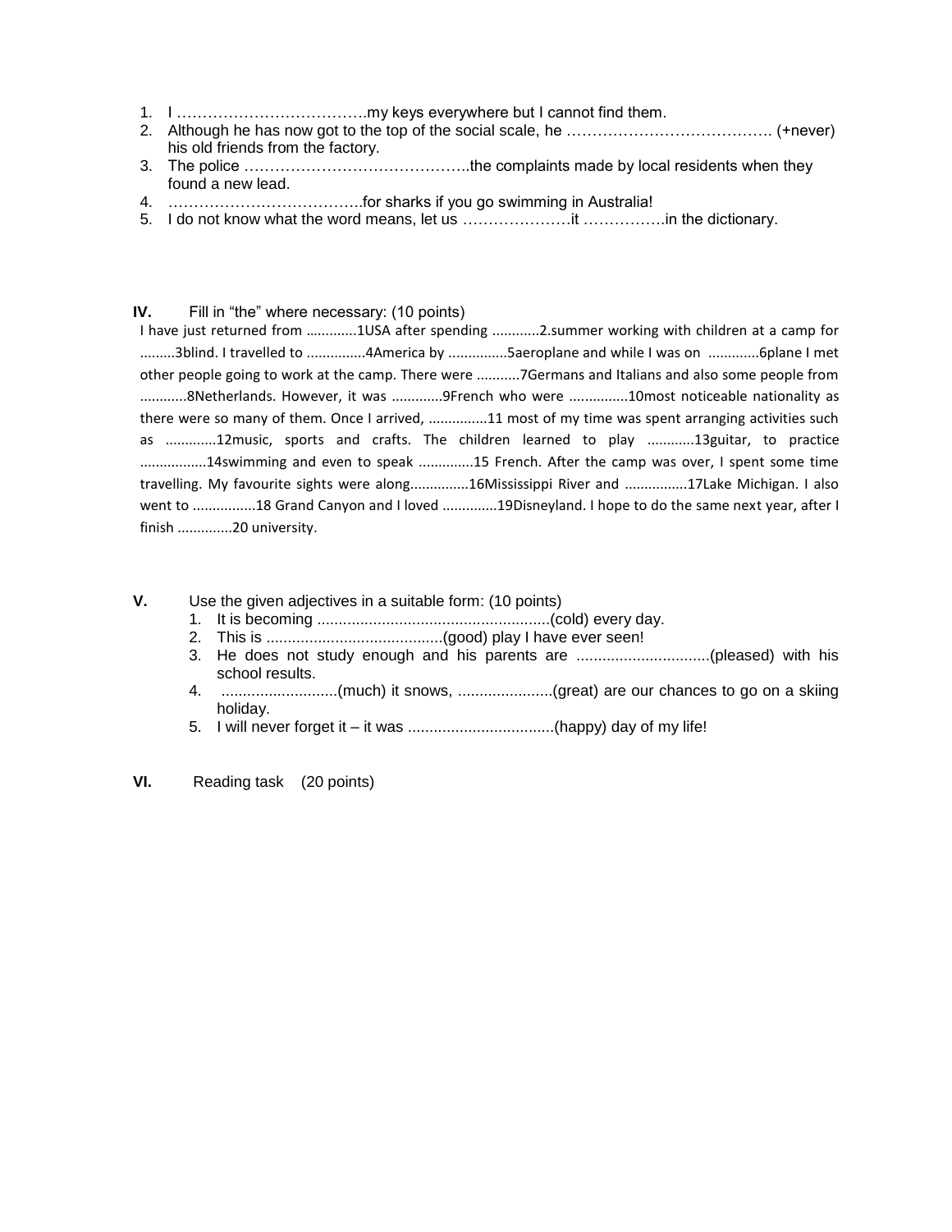1. I ……………………………….my keys everywhere but I cannot find them.
2. Although he has now got to the top of the social scale, he …………………………………. (+never) his old friends from the factory.
3. The police …………………………………….the complaints made by local residents when they found a new lead.
4. ……………………………….for sharks if you go swimming in Australia!
5. I do not know what the word means, let us ………………….it …………….in the dictionary.

**IV.** Fill in "the" where necessary: (10 points)

I have just returned from ………….1USA after spending …………2.summer working with children at a camp for ………3blind. I travelled to ……………4America by ……………5aeroplane and while I was on ………….6plane I met other people going to work at the camp. There were ………..7Germans and Italians and also some people from …………8Netherlands. However, it was ………….9French who were ……………10most noticeable nationality as there were so many of them. Once I arrived, ……………11 most of my time was spent arranging activities such as ………….12music, sports and crafts. The children learned to play …………13guitar, to practice ……………..14swimming and even to speak ………….15 French. After the camp was over, I spent some time travelling. My favourite sights were along……………16Mississippi River and …………….17Lake Michigan. I also went to …………….18 Grand Canyon and I loved ………….19Disneyland. I hope to do the same next year, after I finish ………….20 university.

**V.** Use the given adjectives in a suitable form: (10 points)

1. It is becoming ......................................................(cold) every day.
2. This is .........................................(good) play I have ever seen!
3. He does not study enough and his parents are ...............................(pleased) with his school results.
4. ...........................(much) it snows, ......................(great) are our chances to go on a skiing holiday.
5. I will never forget it – it was ..................................(happy) day of my life!

**VI.** Reading task (20 points)